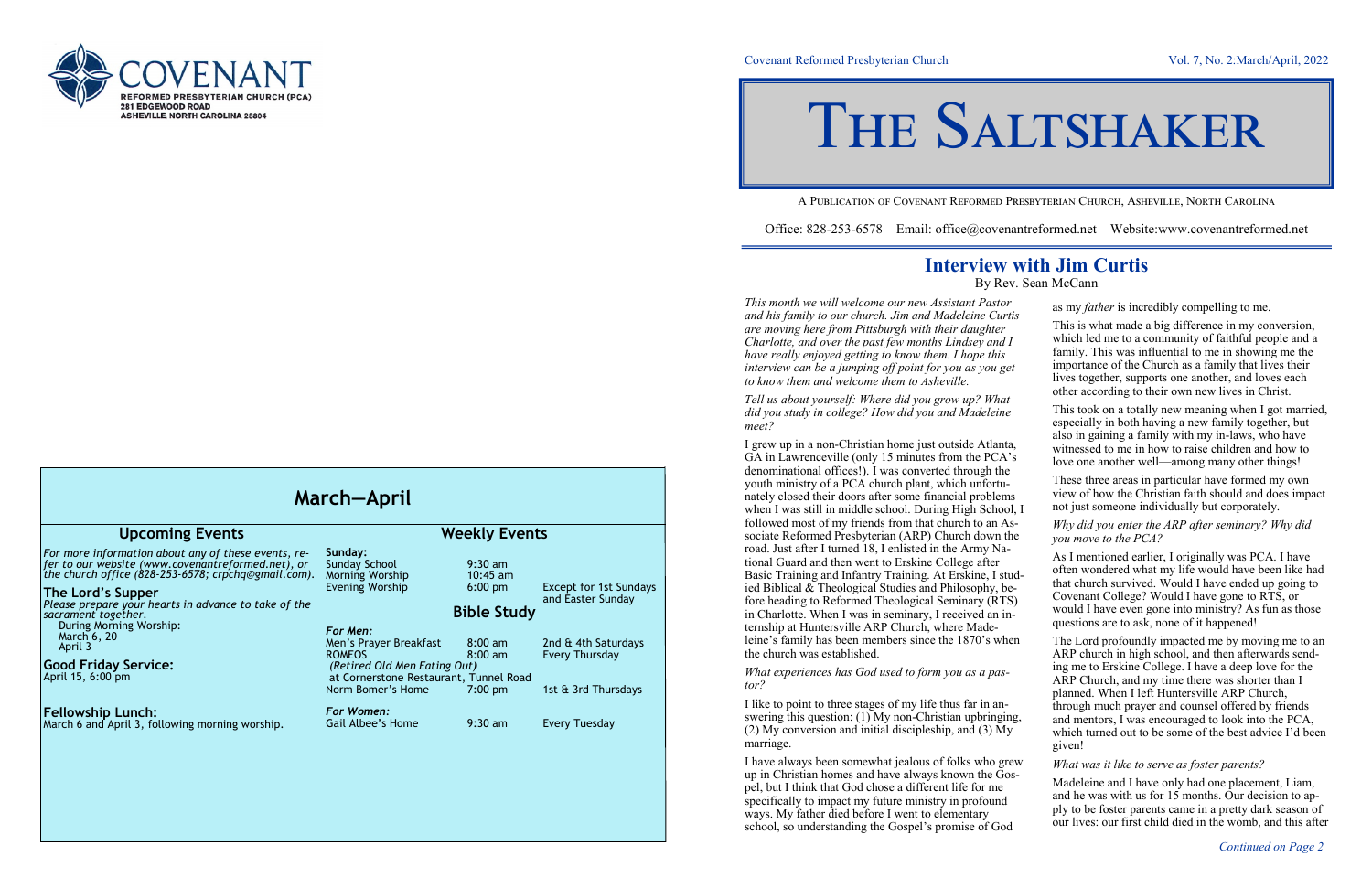COVENANT
REFORMED PRESBYTERIAN CHURCH (PCA)
281 EDGEWOOD ROAD
ASHEVILLE, NORTH CAROLINA 28804

## March—April

### Upcoming Events

*For more information about any of these events, refer to our website (www.covenantreformed.net), or the church office (828-253-6578; crpchq@gmail.com).*

**The Lord's Supper**
*Please prepare your hearts in advance to take of the sacrament together.*
During Morning Worship:
March 6, 20
April 3

**Good Friday Service:**
April 15, 6:00 pm

**Fellowship Lunch:**
March 6 and April 3, following morning worship.

### Weekly Events

**Sunday:**

| | | |
|---|---|---|
| Sunday School | 9:30 am | |
| Morning Worship | 10:45 am | |
| Evening Worship | 6:00 pm | Except for 1st Sundays and Easter Sunday |

### Bible Study

***For Men:***

| | | |
|---|---|---|
| Men's Prayer Breakfast | 8:00 am | 2nd & 4th Saturdays |
| ROMEOS | 8:00 am | Every Thursday |
| *(Retired Old Men Eating Out)* at Cornerstone Restaurant, Tunnel Road | | |
| Norm Bomer's Home | 7:00 pm | 1st & 3rd Thursdays |

***For Women:***

| | | |
|---|---|---|
| Gail Albee's Home | 9:30 am | Every Tuesday |

Covenant Reformed Presbyterian Church — Vol. 7, No. 2:March/April, 2022

# The Saltshaker

A Publication of Covenant Reformed Presbyterian Church, Asheville, North Carolina

Office: 828-253-6578—Email: office@covenantreformed.net—Website:www.covenantreformed.net

## Interview with Jim Curtis

By Rev. Sean McCann

*This month we will welcome our new Assistant Pastor and his family to our church. Jim and Madeleine Curtis are moving here from Pittsburgh with their daughter Charlotte, and over the past few months Lindsey and I have really enjoyed getting to know them. I hope this interview can be a jumping off point for you as you get to know them and welcome them to Asheville.*

*Tell us about yourself: Where did you grow up? What did you study in college? How did you and Madeleine meet?*

I grew up in a non-Christian home just outside Atlanta, GA in Lawrenceville (only 15 minutes from the PCA's denominational offices!). I was converted through the youth ministry of a PCA church plant, which unfortunately closed their doors after some financial problems when I was still in middle school. During High School, I followed most of my friends from that church to an Associate Reformed Presbyterian (ARP) Church down the road. Just after I turned 18, I enlisted in the Army National Guard and then went to Erskine College after Basic Training and Infantry Training. At Erskine, I studied Biblical & Theological Studies and Philosophy, before heading to Reformed Theological Seminary (RTS) in Charlotte. When I was in seminary, I received an internship at Huntersville ARP Church, where Madeleine's family has been members since the 1870's when the church was established.

*What experiences has God used to form you as a pastor?*

I like to point to three stages of my life thus far in answering this question: (1) My non-Christian upbringing, (2) My conversion and initial discipleship, and (3) My marriage.

I have always been somewhat jealous of folks who grew up in Christian homes and have always known the Gospel, but I think that God chose a different life for me specifically to impact my future ministry in profound ways. My father died before I went to elementary school, so understanding the Gospel's promise of God as my *father* is incredibly compelling to me.

This is what made a big difference in my conversion, which led me to a community of faithful people and a family. This was influential to me in showing me the importance of the Church as a family that lives their lives together, supports one another, and loves each other according to their own new lives in Christ.

This took on a totally new meaning when I got married, especially in both having a new family together, but also in gaining a family with my in-laws, who have witnessed to me in how to raise children and how to love one another well—among many other things!

These three areas in particular have formed my own view of how the Christian faith should and does impact not just someone individually but corporately.

*Why did you enter the ARP after seminary? Why did you move to the PCA?*

As I mentioned earlier, I originally was PCA. I have often wondered what my life would have been like had that church survived. Would I have ended up going to Covenant College? Would I have gone to RTS, or would I have even gone into ministry? As fun as those questions are to ask, none of it happened!

The Lord profoundly impacted me by moving me to an ARP church in high school, and then afterwards sending me to Erskine College. I have a deep love for the ARP Church, and my time there was shorter than I planned. When I left Huntersville ARP Church, through much prayer and counsel offered by friends and mentors, I was encouraged to look into the PCA, which turned out to be some of the best advice I'd been given!

*What was it like to serve as foster parents?*

Madeleine and I have only had one placement, Liam, and he was with us for 15 months. Our decision to apply to be foster parents came in a pretty dark season of our lives: our first child died in the womb, and this after

*Continued on Page 2*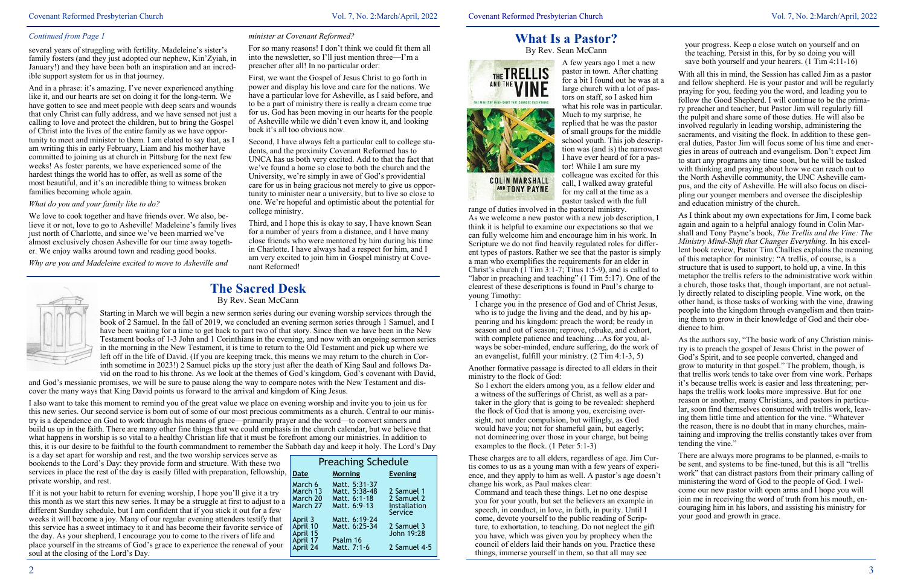*Continued from Page 1*

several years of struggling with fertility. Madeleine's sister's family fosters (and they just adopted our nephew, Kin'Zyiah, in January!) and they have been both an inspiration and an incredible support system for us in that journey.

And in a phrase: it's amazing. I've never experienced anything like it, and our hearts are set on doing it for the long-term. We have gotten to see and meet people with deep scars and wounds that only Christ can fully address, and we have sensed not just a calling to love and protect the children, but to bring the Gospel of Christ into the lives of the entire family as we have opportunity to meet and minister to them. I am elated to say that, as I am writing this in early February, Liam and his mother have committed to joining us at church in Pittsburg for the next few weeks! As foster parents, we have experienced some of the hardest things the world has to offer, as well as some of the most beautiful, and it's an incredible thing to witness broken families becoming whole again.

*What do you and your family like to do?*

We love to cook together and have friends over. We also, believe it or not, love to go to Asheville! Madeleine's family lives just north of Charlotte, and since we've been married we've almost exclusively chosen Asheville for our time away together. We enjoy walks around town and reading good books.

*Why are you and Madeleine excited to move to Asheville and minister at Covenant Reformed?*

For so many reasons! I don't think we could fit them all into the newsletter, so I'll just mention three—I'm a preacher after all! In no particular order:

First, we want the Gospel of Jesus Christ to go forth in power and display his love and care for the nations. We have a particular love for Asheville, as I said before, and to be a part of ministry there is really a dream come true for us. God has been moving in our hearts for the people of Asheville while we didn't even know it, and looking back it's all too obvious now.

Second, I have always felt a particular call to college students, and the proximity Covenant Reformed has to UNCA has us both very excited. Add to that the fact that we've found a home so close to both the church and the University, we're simply in awe of God's providential care for us in being gracious not merely to give us opportunity to minister near a university, but to live so close to one. We're hopeful and optimistic about the potential for college ministry.

Third, and I hope this is okay to say, I have known Sean for a number of years from a distance, and I have many close friends who were mentored by him during his time in Charlotte. I have always had a respect for him, and I am very excited to join him in Gospel ministry at Covenant Reformed!

## The Sacred Desk

By Rev. Sean McCann

Starting in March we will begin a new sermon series during our evening worship services through the book of 2 Samuel. In the fall of 2019, we concluded an evening sermon series through 1 Samuel, and I have been waiting for a time to get back to part two of that story. Since then we have been in the New Testament books of 1-3 John and 1 Corinthians in the evening, and now with an ongoing sermon series in the morning in the New Testament, it is time to return to the Old Testament and pick up where we left off in the life of David. (If you are keeping track, this means we may return to the church in Corinth sometime in 2023!) 2 Samuel picks up the story just after the death of King Saul and follows David on the road to his throne. As we look at the themes of God's kingdom, God's covenant with David, and God's messianic promises, we will be sure to pause along the way to compare notes with the New Testament and discover the many ways that King David points us forward to the arrival and kingdom of King Jesus.

I also want to take this moment to remind you of the great value we place on evening worship and invite you to join us for this new series. Our second service is born out of some of our most precious commitments as a church. Central to our ministry is a dependence on God to work through his means of grace—primarily prayer and the word—to convert sinners and build us up in the faith. There are many other fine things that we could emphasis in the church calendar, but we believe that what happens in worship is so vital to a healthy Christian life that it must be forefront among our ministries. In addition to this, it is our desire to be faithful to the fourth commandment to remember the Sabbath day and keep it holy. The Lord's Day is a day set apart for worship and rest, and the two worship services serve as bookends to the Lord's Day: they provide form and structure. With these two services in place the rest of the day is easily filled with preparation, fellowship, private worship, and rest.

If it is not your habit to return for evening worship, I hope you'll give it a try this month as we start this new series. It may be a struggle at first to adjust to a different Sunday schedule, but I am confident that if you stick it out for a few weeks it will become a joy. Many of our regular evening attenders testify that this service has a sweet intimacy to it and has become their favorite service of the day. As your shepherd, I encourage you to come to the rivers of life and place yourself in the streams of God's grace to experience the renewal of your soul at the closing of the Lord's Day.

**Preaching Schedule**

| Date | Morning | Evening |
|---|---|---|
| March 6 | Matt. 5:31-37 | |
| March 13 | Matt. 5:38-48 | 2 Samuel 1 |
| March 20 | Matt. 6:1-18 | 2 Samuel 2 |
| March 27 | Matt. 6:9-13 | Installation Service |
| April 3 | Matt. 6:19-24 | |
| April 10 | Matt. 6:25-34 | 2 Samuel 3 |
| April 15 | | John 19:28 |
| April 17 | Psalm 16 | |
| April 24 | Matt. 7:1-6 | 2 Samuel 4-5 |

## What Is a Pastor?

By Rev. Sean McCann

A few years ago I met a new pastor in town. After chatting for a bit I found out he was at a large church with a lot of pastors on staff, so I asked him what his role was in particular. Much to my surprise, he replied that he was the pastor of small groups for the middle school youth. This job description was (and is) the narrowest I have ever heard of for a pastor! While I am sure my colleague was excited for this call, I walked away grateful for my call at the time as a pastor tasked with the full range of duties involved in the pastoral ministry.

As we welcome a new pastor with a new job description, I think it is helpful to examine our expectations so that we can fully welcome him and encourage him in his work. In Scripture we do not find heavily regulated roles for different types of pastors. Rather we see that the pastor is simply a man who exemplifies the requirements for an elder in Christ's church (1 Tim 3:1-7; Titus 1:5-9), and is called to "labor in preaching and teaching" (1 Tim 5:17). One of the clearest of these descriptions is found in Paul's charge to young Timothy:

> I charge you in the presence of God and of Christ Jesus, who is to judge the living and the dead, and by his appearing and his kingdom: preach the word; be ready in season and out of season; reprove, rebuke, and exhort, with complete patience and teaching…As for you, always be sober-minded, endure suffering, do the work of an evangelist, fulfill your ministry. (2 Tim 4:1-3, 5)

Another formative passage is directed to all elders in their ministry to the flock of God:

> So I exhort the elders among you, as a fellow elder and a witness of the sufferings of Christ, as well as a partaker in the glory that is going to be revealed: shepherd the flock of God that is among you, exercising oversight, not under compulsion, but willingly, as God would have you; not for shameful gain, but eagerly; not domineering over those in your charge, but being examples to the flock. (1 Peter 5:1-3)

These charges are to all elders, regardless of age. Jim Curtis comes to us as a young man with a few years of experience, and they apply to him as well. A pastor's age doesn't change his work, as Paul makes clear:

> Command and teach these things. Let no one despise you for your youth, but set the believers an example in speech, in conduct, in love, in faith, in purity. Until I come, devote yourself to the public reading of Scripture, to exhortation, to teaching. Do not neglect the gift you have, which was given you by prophecy when the council of elders laid their hands on you. Practice these things, immerse yourself in them, so that all may see your progress. Keep a close watch on yourself and on the teaching. Persist in this, for by so doing you will save both yourself and your hearers. (1 Tim 4:11-16)

With all this in mind, the Session has called Jim as a pastor and fellow shepherd. He is your pastor and will be regularly praying for you, feeding you the word, and leading you to follow the Good Shepherd. I will continue to be the primary preacher and teacher, but Pastor Jim will regularly fill the pulpit and share some of those duties. He will also be involved regularly in leading worship, administering the sacraments, and visiting the flock. In addition to these general duties, Pastor Jim will focus some of his time and energies in areas of outreach and evangelism. Don't expect Jim to start any programs any time soon, but he will be tasked with thinking and praying about how we can reach out to the North Asheville community, the UNC Asheville campus, and the city of Asheville. He will also focus on discipling our younger members and oversee the discipleship and education ministry of the church.

As I think about my own expectations for Jim, I come back again and again to a helpful analogy found in Colin Marshall and Tony Payne's book, *The Trellis and the Vine: The Ministry Mind-Shift that Changes Everything.* In his excellent book review, Pastor Tim Challies explains the meaning of this metaphor for ministry: "A trellis, of course, is a structure that is used to support, to hold up, a vine. In this metaphor the trellis refers to the administrative work within a church, those tasks that, though important, are not actually directly related to discipling people. Vine work, on the other hand, is those tasks of working with the vine, drawing people into the kingdom through evangelism and then training them to grow in their knowledge of God and their obedience to him.

As the authors say, "The basic work of any Christian ministry is to preach the gospel of Jesus Christ in the power of God's Spirit, and to see people converted, changed and grow to maturity in that gospel." The problem, though, is that trellis work tends to take over from vine work. Perhaps it's because trellis work is easier and less threatening; perhaps the trellis work looks more impressive. But for one reason or another, many Christians, and pastors in particular, soon find themselves consumed with trellis work, leaving them little time and attention for the vine. "Whatever the reason, there is no doubt that in many churches, maintaining and improving the trellis constantly takes over from tending the vine."

There are always more programs to be planned, e-mails to be sent, and systems to be fine-tuned, but this is all "trellis work" that can distract pastors from their primary calling of ministering the word of God to the people of God. I welcome our new pastor with open arms and I hope you will join me in receiving the word of truth from his mouth, encouraging him in his labors, and assisting his ministry for your good and growth in grace.